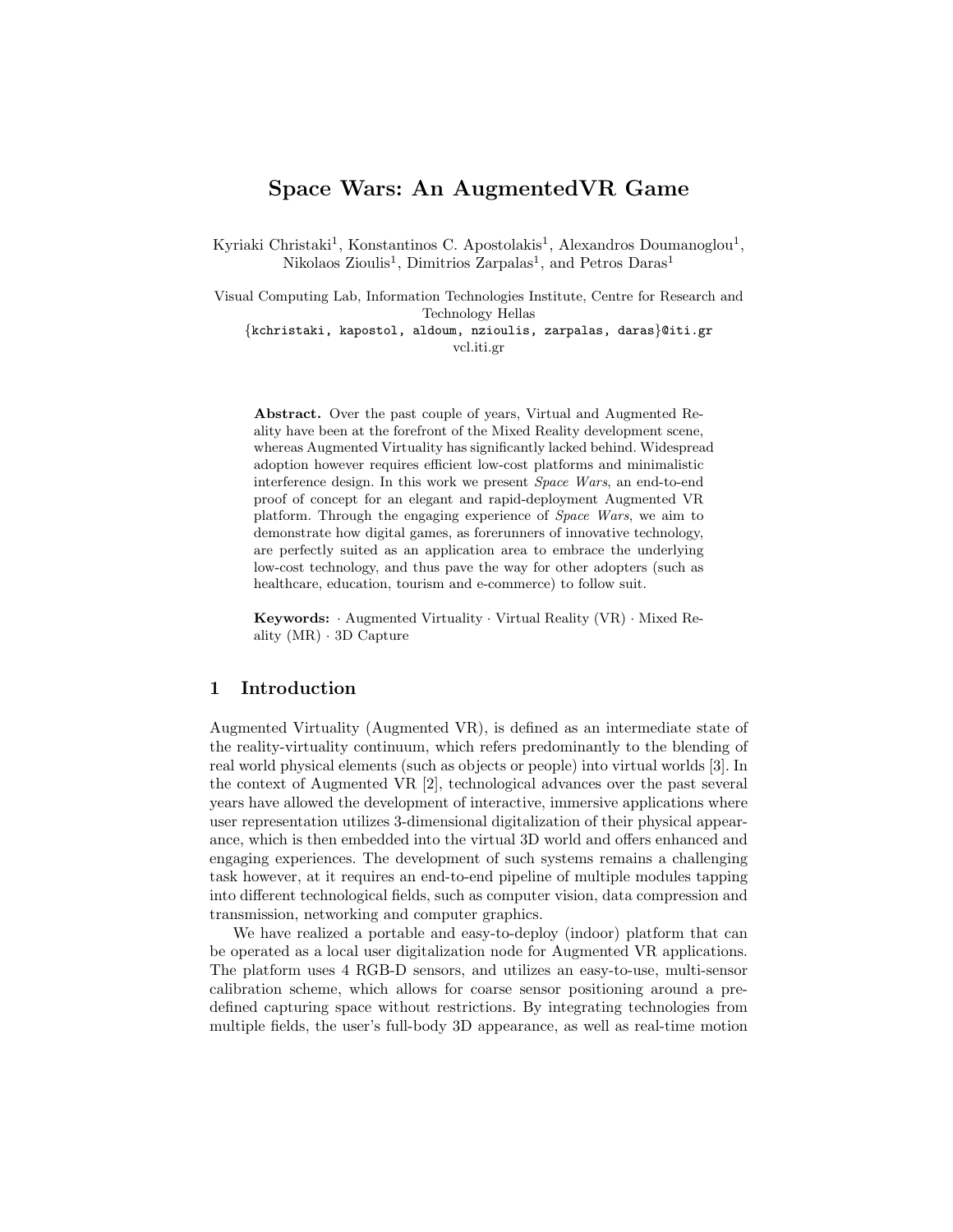# Space Wars: An AugmentedVR Game

Kyriaki Christaki[1], Konstantinos C. Apostolakis[1], Alexandros Doumanoglou[1], Nikolaos Zioulis[1], Dimitrios Zarpalas[1], and Petros Daras[1]

Visual Computing Lab, Information Technologies Institute, Centre for Research and Technology Hellas
{kchristaki, kapostol, aldoum, nzioulis, zarpalas, daras}@iti.gr
vcl.iti.gr

**Abstract.** Over the past couple of years, Virtual and Augmented Reality have been at the forefront of the Mixed Reality development scene, whereas Augmented Virtuality has significantly lacked behind. Widespread adoption however requires efficient low-cost platforms and minimalistic interference design. In this work we present *Space Wars*, an end-to-end proof of concept for an elegant and rapid-deployment Augmented VR platform. Through the engaging experience of *Space Wars*, we aim to demonstrate how digital games, as forerunners of innovative technology, are perfectly suited as an application area to embrace the underlying low-cost technology, and thus pave the way for other adopters (such as healthcare, education, tourism and e-commerce) to follow suit.

**Keywords:** · Augmented Virtuality · Virtual Reality (VR) · Mixed Reality (MR) · 3D Capture

## 1 Introduction

Augmented Virtuality (Augmented VR), is defined as an intermediate state of the reality-virtuality continuum, which refers predominantly to the blending of real world physical elements (such as objects or people) into virtual worlds [3]. In the context of Augmented VR [2], technological advances over the past several years have allowed the development of interactive, immersive applications where user representation utilizes 3-dimensional digitalization of their physical appearance, which is then embedded into the virtual 3D world and offers enhanced and engaging experiences. The development of such systems remains a challenging task however, at it requires an end-to-end pipeline of multiple modules tapping into different technological fields, such as computer vision, data compression and transmission, networking and computer graphics.

We have realized a portable and easy-to-deploy (indoor) platform that can be operated as a local user digitalization node for Augmented VR applications. The platform uses 4 RGB-D sensors, and utilizes an easy-to-use, multi-sensor calibration scheme, which allows for coarse sensor positioning around a predefined capturing space without restrictions. By integrating technologies from multiple fields, the user's full-body 3D appearance, as well as real-time motion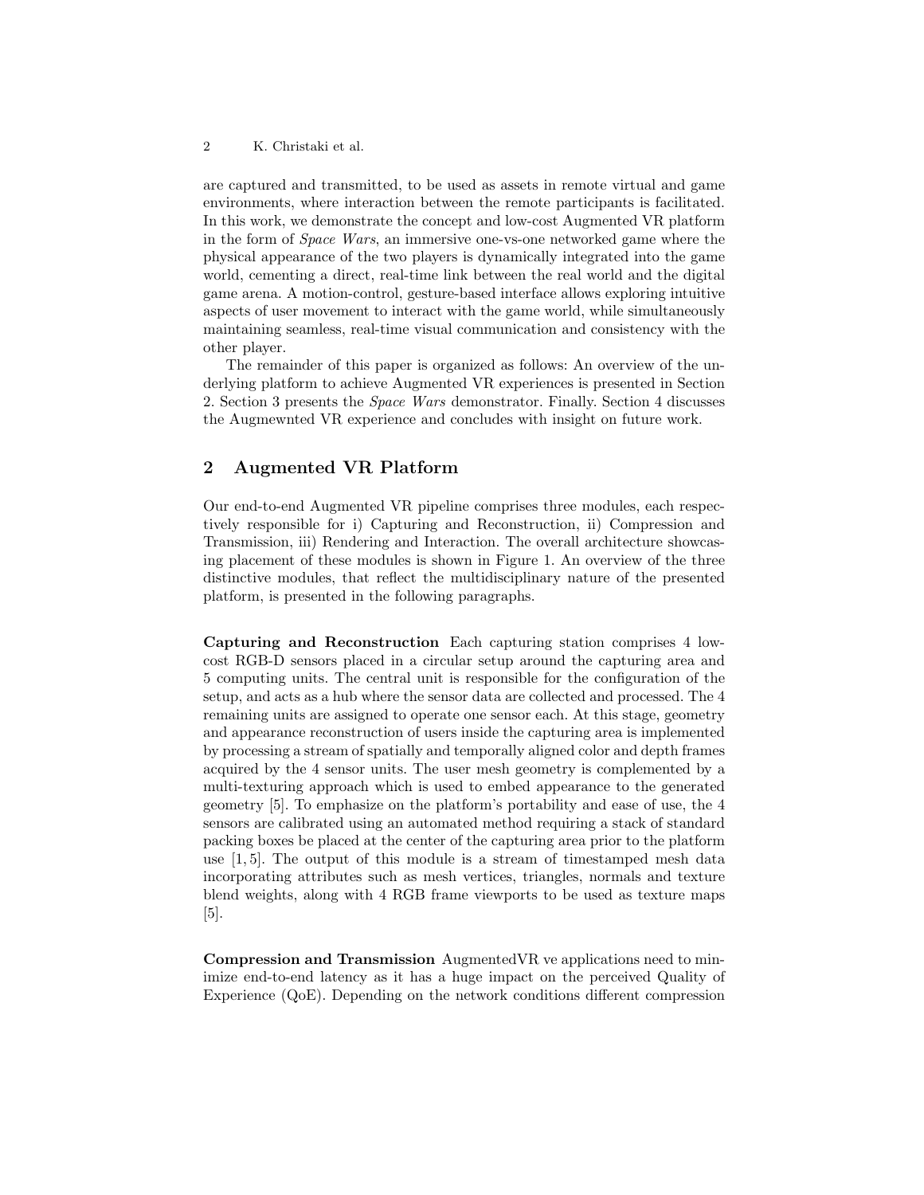are captured and transmitted, to be used as assets in remote virtual and game environments, where interaction between the remote participants is facilitated. In this work, we demonstrate the concept and low-cost Augmented VR platform in the form of *Space Wars*, an immersive one-vs-one networked game where the physical appearance of the two players is dynamically integrated into the game world, cementing a direct, real-time link between the real world and the digital game arena. A motion-control, gesture-based interface allows exploring intuitive aspects of user movement to interact with the game world, while simultaneously maintaining seamless, real-time visual communication and consistency with the other player.

The remainder of this paper is organized as follows: An overview of the underlying platform to achieve Augmented VR experiences is presented in Section 2. Section 3 presents the *Space Wars* demonstrator. Finally. Section 4 discusses the Augmewnted VR experience and concludes with insight on future work.

## 2 Augmented VR Platform

Our end-to-end Augmented VR pipeline comprises three modules, each respectively responsible for i) Capturing and Reconstruction, ii) Compression and Transmission, iii) Rendering and Interaction. The overall architecture showcasing placement of these modules is shown in Figure 1. An overview of the three distinctive modules, that reflect the multidisciplinary nature of the presented platform, is presented in the following paragraphs.

**Capturing and Reconstruction** Each capturing station comprises 4 low-cost RGB-D sensors placed in a circular setup around the capturing area and 5 computing units. The central unit is responsible for the configuration of the setup, and acts as a hub where the sensor data are collected and processed. The 4 remaining units are assigned to operate one sensor each. At this stage, geometry and appearance reconstruction of users inside the capturing area is implemented by processing a stream of spatially and temporally aligned color and depth frames acquired by the 4 sensor units. The user mesh geometry is complemented by a multi-texturing approach which is used to embed appearance to the generated geometry [5]. To emphasize on the platform's portability and ease of use, the 4 sensors are calibrated using an automated method requiring a stack of standard packing boxes be placed at the center of the capturing area prior to the platform use [1, 5]. The output of this module is a stream of timestamped mesh data incorporating attributes such as mesh vertices, triangles, normals and texture blend weights, along with 4 RGB frame viewports to be used as texture maps [5].

**Compression and Transmission** AugmentedVR ve applications need to minimize end-to-end latency as it has a huge impact on the perceived Quality of Experience (QoE). Depending on the network conditions different compression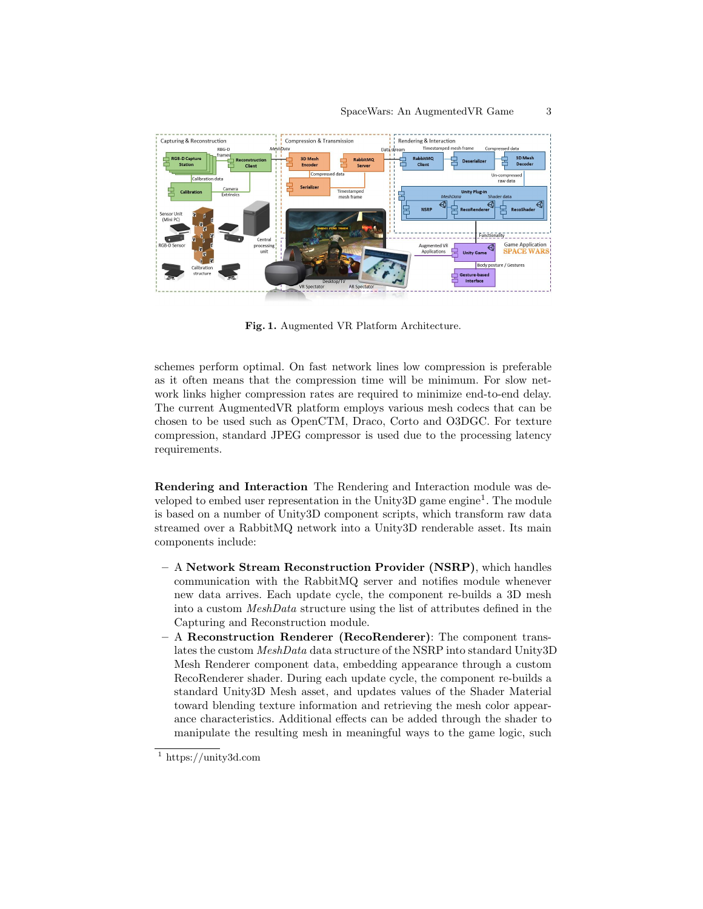**Fig. 1.** Augmented VR Platform Architecture.

schemes perform optimal. On fast network lines low compression is preferable as it often means that the compression time will be minimum. For slow network links higher compression rates are required to minimize end-to-end delay. The current AugmentedVR platform employs various mesh codecs that can be chosen to be used such as OpenCTM, Draco, Corto and O3DGC. For texture compression, standard JPEG compressor is used due to the processing latency requirements.

**Rendering and Interaction** The Rendering and Interaction module was developed to embed user representation in the Unity3D game engine[1]. The module is based on a number of Unity3D component scripts, which transform raw data streamed over a RabbitMQ network into a Unity3D renderable asset. Its main components include:

- A **Network Stream Reconstruction Provider (NSRP)**, which handles communication with the RabbitMQ server and notifies module whenever new data arrives. Each update cycle, the component re-builds a 3D mesh into a custom *MeshData* structure using the list of attributes defined in the Capturing and Reconstruction module.
- A **Reconstruction Renderer (RecoRenderer)**: The component translates the custom *MeshData* data structure of the NSRP into standard Unity3D Mesh Renderer component data, embedding appearance through a custom RecoRenderer shader. During each update cycle, the component re-builds a standard Unity3D Mesh asset, and updates values of the Shader Material toward blending texture information and retrieving the mesh color appearance characteristics. Additional effects can be added through the shader to manipulate the resulting mesh in meaningful ways to the game logic, such

[1] https://unity3d.com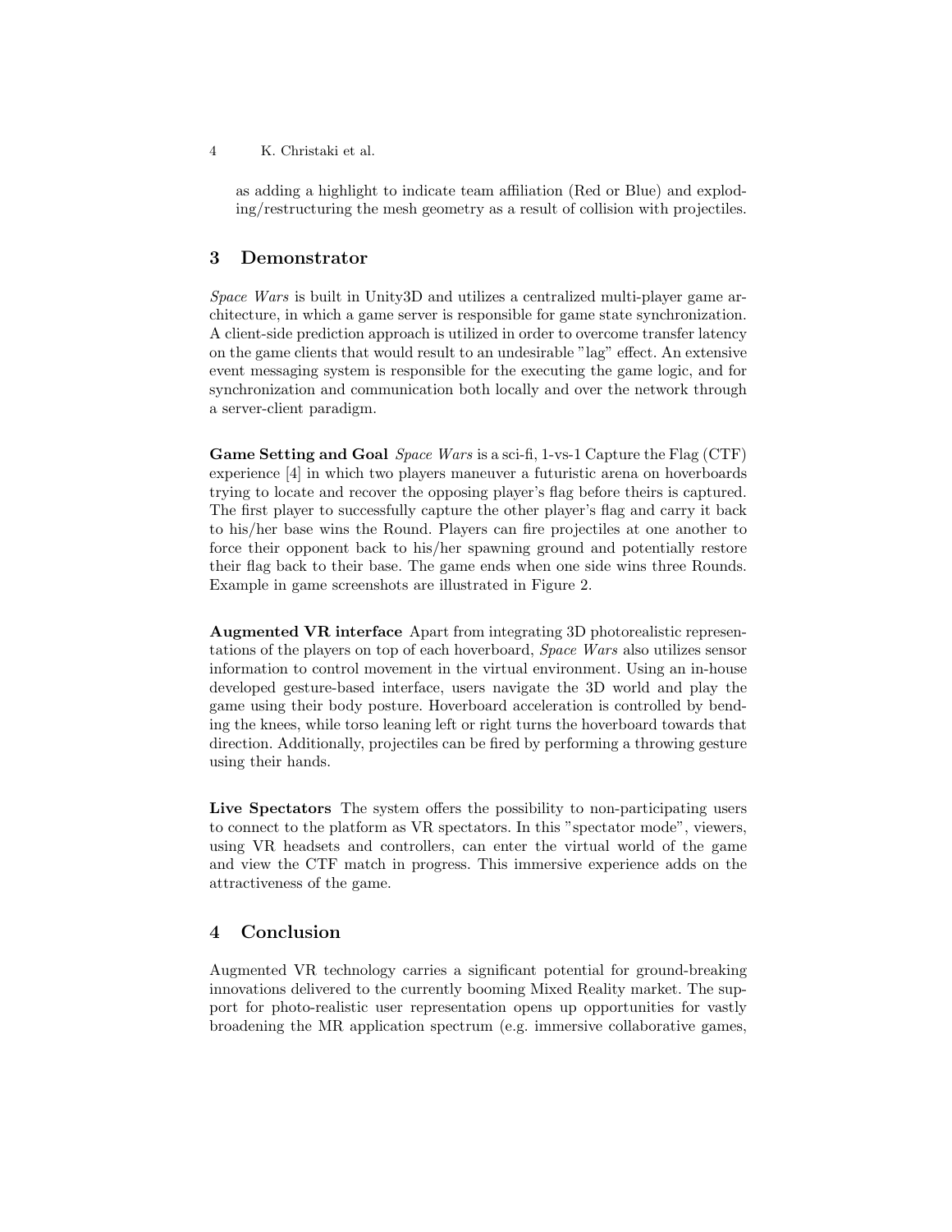as adding a highlight to indicate team affiliation (Red or Blue) and exploding/restructuring the mesh geometry as a result of collision with projectiles.

## 3 Demonstrator

*Space Wars* is built in Unity3D and utilizes a centralized multi-player game architecture, in which a game server is responsible for game state synchronization. A client-side prediction approach is utilized in order to overcome transfer latency on the game clients that would result to an undesirable "lag" effect. An extensive event messaging system is responsible for the executing the game logic, and for synchronization and communication both locally and over the network through a server-client paradigm.

**Game Setting and Goal** *Space Wars* is a sci-fi, 1-vs-1 Capture the Flag (CTF) experience [4] in which two players maneuver a futuristic arena on hoverboards trying to locate and recover the opposing player's flag before theirs is captured. The first player to successfully capture the other player's flag and carry it back to his/her base wins the Round. Players can fire projectiles at one another to force their opponent back to his/her spawning ground and potentially restore their flag back to their base. The game ends when one side wins three Rounds. Example in game screenshots are illustrated in Figure 2.

**Augmented VR interface** Apart from integrating 3D photorealistic representations of the players on top of each hoverboard, *Space Wars* also utilizes sensor information to control movement in the virtual environment. Using an in-house developed gesture-based interface, users navigate the 3D world and play the game using their body posture. Hoverboard acceleration is controlled by bending the knees, while torso leaning left or right turns the hoverboard towards that direction. Additionally, projectiles can be fired by performing a throwing gesture using their hands.

**Live Spectators** The system offers the possibility to non-participating users to connect to the platform as VR spectators. In this "spectator mode", viewers, using VR headsets and controllers, can enter the virtual world of the game and view the CTF match in progress. This immersive experience adds on the attractiveness of the game.

## 4 Conclusion

Augmented VR technology carries a significant potential for ground-breaking innovations delivered to the currently booming Mixed Reality market. The support for photo-realistic user representation opens up opportunities for vastly broadening the MR application spectrum (e.g. immersive collaborative games,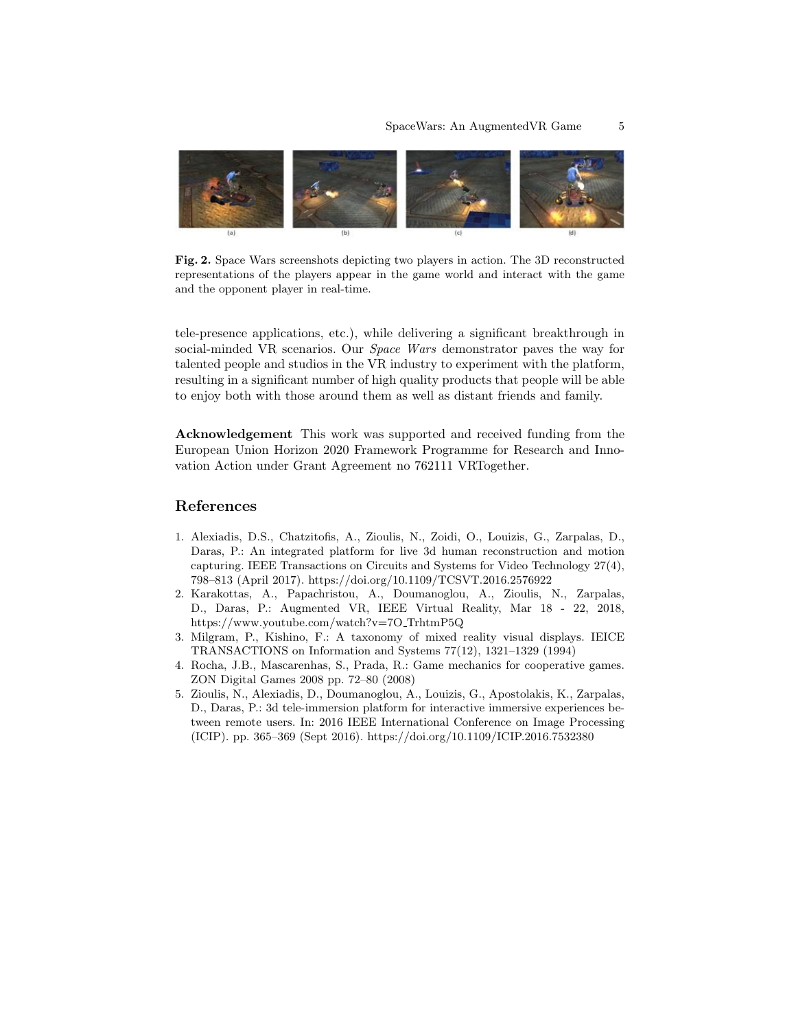(a) (b) (c) (d)

**Fig. 2.** Space Wars screenshots depicting two players in action. The 3D reconstructed representations of the players appear in the game world and interact with the game and the opponent player in real-time.

tele-presence applications, etc.), while delivering a significant breakthrough in social-minded VR scenarios. Our *Space Wars* demonstrator paves the way for talented people and studios in the VR industry to experiment with the platform, resulting in a significant number of high quality products that people will be able to enjoy both with those around them as well as distant friends and family.

**Acknowledgement** This work was supported and received funding from the European Union Horizon 2020 Framework Programme for Research and Innovation Action under Grant Agreement no 762111 VRTogether.

## References

1. Alexiadis, D.S., Chatzitofis, A., Zioulis, N., Zoidi, O., Louizis, G., Zarpalas, D., Daras, P.: An integrated platform for live 3d human reconstruction and motion capturing. IEEE Transactions on Circuits and Systems for Video Technology 27(4), 798–813 (April 2017). https://doi.org/10.1109/TCSVT.2016.2576922
2. Karakottas, A., Papachristou, A., Doumanoglou, A., Zioulis, N., Zarpalas, D., Daras, P.: Augmented VR, IEEE Virtual Reality, Mar 18 - 22, 2018, https://www.youtube.com/watch?v=7O_TrhtmP5Q
3. Milgram, P., Kishino, F.: A taxonomy of mixed reality visual displays. IEICE TRANSACTIONS on Information and Systems 77(12), 1321–1329 (1994)
4. Rocha, J.B., Mascarenhas, S., Prada, R.: Game mechanics for cooperative games. ZON Digital Games 2008 pp. 72–80 (2008)
5. Zioulis, N., Alexiadis, D., Doumanoglou, A., Louizis, G., Apostolakis, K., Zarpalas, D., Daras, P.: 3d tele-immersion platform for interactive immersive experiences between remote users. In: 2016 IEEE International Conference on Image Processing (ICIP). pp. 365–369 (Sept 2016). https://doi.org/10.1109/ICIP.2016.7532380